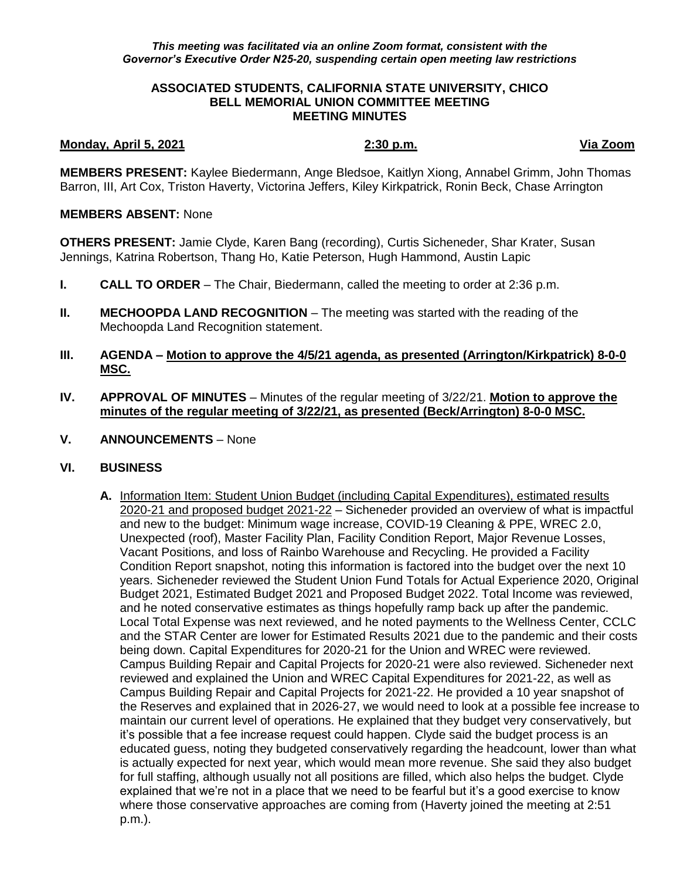*This meeting was facilitated via an online Zoom format, consistent with the Governor's Executive Order N25-20, suspending certain open meeting law restrictions*

**ASSOCIATED STUDENTS, CALIFORNIA STATE UNIVERSITY, CHICO**
**BELL MEMORIAL UNION COMMITTEE MEETING**
**MEETING MINUTES**

**Monday, April 5, 2021** **2:30 p.m.** **Via Zoom**

**MEMBERS PRESENT:** Kaylee Biedermann, Ange Bledsoe, Kaitlyn Xiong, Annabel Grimm, John Thomas Barron, III, Art Cox, Triston Haverty, Victorina Jeffers, Kiley Kirkpatrick, Ronin Beck, Chase Arrington

**MEMBERS ABSENT:** None

**OTHERS PRESENT:** Jamie Clyde, Karen Bang (recording), Curtis Sicheneder, Shar Krater, Susan Jennings, Katrina Robertson, Thang Ho, Katie Peterson, Hugh Hammond, Austin Lapic

**I. CALL TO ORDER** – The Chair, Biedermann, called the meeting to order at 2:36 p.m.

**II. MECHOOPDA LAND RECOGNITION** – The meeting was started with the reading of the Mechoopda Land Recognition statement.

**III. AGENDA – Motion to approve the 4/5/21 agenda, as presented (Arrington/Kirkpatrick) 8-0-0 MSC.**

**IV. APPROVAL OF MINUTES** – Minutes of the regular meeting of 3/22/21. **Motion to approve the minutes of the regular meeting of 3/22/21, as presented (Beck/Arrington) 8-0-0 MSC.**

**V. ANNOUNCEMENTS** – None

**VI. BUSINESS**

**A.** Information Item: Student Union Budget (including Capital Expenditures), estimated results 2020-21 and proposed budget 2021-22 – Sicheneder provided an overview of what is impactful and new to the budget: Minimum wage increase, COVID-19 Cleaning & PPE, WREC 2.0, Unexpected (roof), Master Facility Plan, Facility Condition Report, Major Revenue Losses, Vacant Positions, and loss of Rainbo Warehouse and Recycling. He provided a Facility Condition Report snapshot, noting this information is factored into the budget over the next 10 years. Sicheneder reviewed the Student Union Fund Totals for Actual Experience 2020, Original Budget 2021, Estimated Budget 2021 and Proposed Budget 2022. Total Income was reviewed, and he noted conservative estimates as things hopefully ramp back up after the pandemic. Local Total Expense was next reviewed, and he noted payments to the Wellness Center, CCLC and the STAR Center are lower for Estimated Results 2021 due to the pandemic and their costs being down. Capital Expenditures for 2020-21 for the Union and WREC were reviewed. Campus Building Repair and Capital Projects for 2020-21 were also reviewed. Sicheneder next reviewed and explained the Union and WREC Capital Expenditures for 2021-22, as well as Campus Building Repair and Capital Projects for 2021-22. He provided a 10 year snapshot of the Reserves and explained that in 2026-27, we would need to look at a possible fee increase to maintain our current level of operations. He explained that they budget very conservatively, but it's possible that a fee increase request could happen. Clyde said the budget process is an educated guess, noting they budgeted conservatively regarding the headcount, lower than what is actually expected for next year, which would mean more revenue. She said they also budget for full staffing, although usually not all positions are filled, which also helps the budget. Clyde explained that we're not in a place that we need to be fearful but it's a good exercise to know where those conservative approaches are coming from (Haverty joined the meeting at 2:51 p.m.).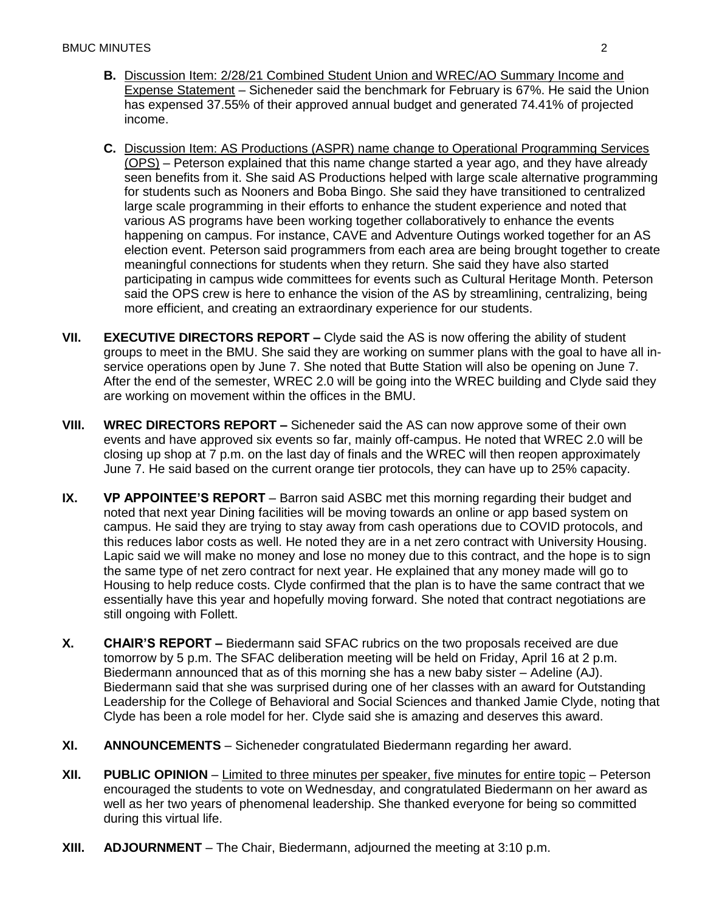**B.** Discussion Item: 2/28/21 Combined Student Union and WREC/AO Summary Income and Expense Statement – Sicheneder said the benchmark for February is 67%. He said the Union has expensed 37.55% of their approved annual budget and generated 74.41% of projected income.

**C.** Discussion Item: AS Productions (ASPR) name change to Operational Programming Services (OPS) – Peterson explained that this name change started a year ago, and they have already seen benefits from it. She said AS Productions helped with large scale alternative programming for students such as Nooners and Boba Bingo. She said they have transitioned to centralized large scale programming in their efforts to enhance the student experience and noted that various AS programs have been working together collaboratively to enhance the events happening on campus. For instance, CAVE and Adventure Outings worked together for an AS election event. Peterson said programmers from each area are being brought together to create meaningful connections for students when they return. She said they have also started participating in campus wide committees for events such as Cultural Heritage Month. Peterson said the OPS crew is here to enhance the vision of the AS by streamlining, centralizing, being more efficient, and creating an extraordinary experience for our students.

**VII. EXECUTIVE DIRECTORS REPORT –** Clyde said the AS is now offering the ability of student groups to meet in the BMU. She said they are working on summer plans with the goal to have all in-service operations open by June 7. She noted that Butte Station will also be opening on June 7. After the end of the semester, WREC 2.0 will be going into the WREC building and Clyde said they are working on movement within the offices in the BMU.

**VIII. WREC DIRECTORS REPORT –** Sicheneder said the AS can now approve some of their own events and have approved six events so far, mainly off-campus. He noted that WREC 2.0 will be closing up shop at 7 p.m. on the last day of finals and the WREC will then reopen approximately June 7. He said based on the current orange tier protocols, they can have up to 25% capacity.

**IX. VP APPOINTEE'S REPORT** – Barron said ASBC met this morning regarding their budget and noted that next year Dining facilities will be moving towards an online or app based system on campus. He said they are trying to stay away from cash operations due to COVID protocols, and this reduces labor costs as well. He noted they are in a net zero contract with University Housing. Lapic said we will make no money and lose no money due to this contract, and the hope is to sign the same type of net zero contract for next year. He explained that any money made will go to Housing to help reduce costs. Clyde confirmed that the plan is to have the same contract that we essentially have this year and hopefully moving forward. She noted that contract negotiations are still ongoing with Follett.

**X. CHAIR'S REPORT –** Biedermann said SFAC rubrics on the two proposals received are due tomorrow by 5 p.m. The SFAC deliberation meeting will be held on Friday, April 16 at 2 p.m. Biedermann announced that as of this morning she has a new baby sister – Adeline (AJ). Biedermann said that she was surprised during one of her classes with an award for Outstanding Leadership for the College of Behavioral and Social Sciences and thanked Jamie Clyde, noting that Clyde has been a role model for her. Clyde said she is amazing and deserves this award.

**XI. ANNOUNCEMENTS** – Sicheneder congratulated Biedermann regarding her award.

**XII. PUBLIC OPINION** – Limited to three minutes per speaker, five minutes for entire topic – Peterson encouraged the students to vote on Wednesday, and congratulated Biedermann on her award as well as her two years of phenomenal leadership. She thanked everyone for being so committed during this virtual life.

**XIII. ADJOURNMENT** – The Chair, Biedermann, adjourned the meeting at 3:10 p.m.